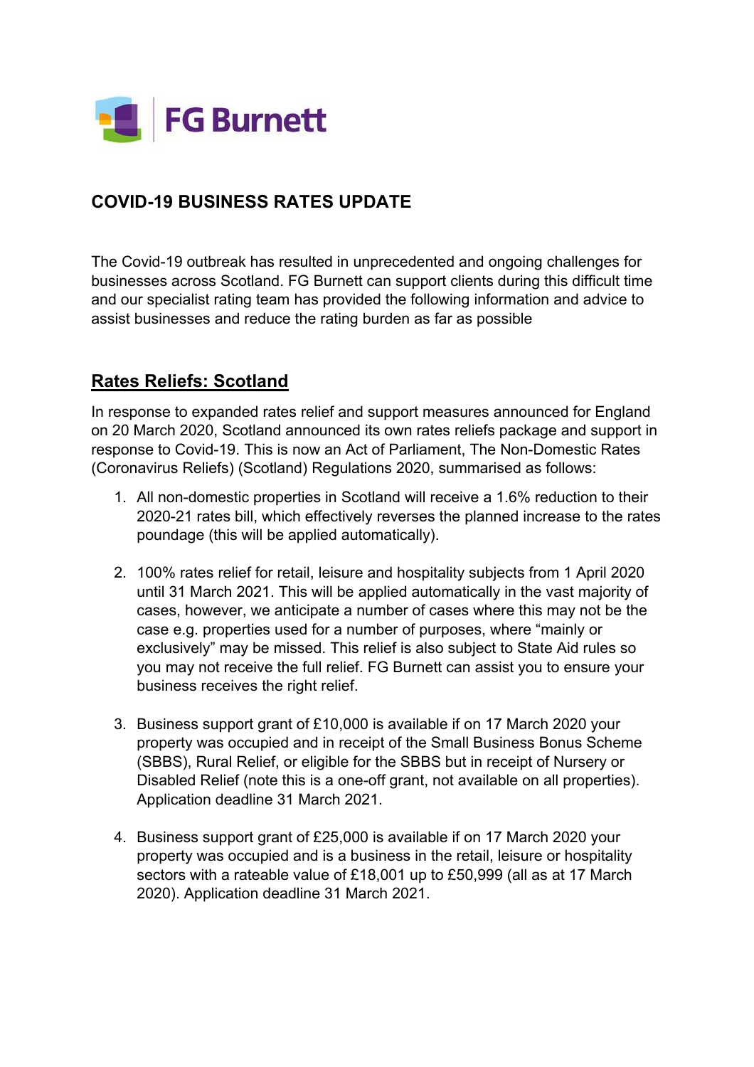FG Burnett

# COVID-19 BUSINESS RATES UPDATE

The Covid-19 outbreak has resulted in unprecedented and ongoing challenges for businesses across Scotland. FG Burnett can support clients during this difficult time and our specialist rating team has provided the following information and advice to assist businesses and reduce the rating burden as far as possible

## Rates Reliefs: Scotland

In response to expanded rates relief and support measures announced for England on 20 March 2020, Scotland announced its own rates reliefs package and support in response to Covid-19. This is now an Act of Parliament, The Non-Domestic Rates (Coronavirus Reliefs) (Scotland) Regulations 2020, summarised as follows:

1. All non-domestic properties in Scotland will receive a 1.6% reduction to their 2020-21 rates bill, which effectively reverses the planned increase to the rates poundage (this will be applied automatically).

2. 100% rates relief for retail, leisure and hospitality subjects from 1 April 2020 until 31 March 2021. This will be applied automatically in the vast majority of cases, however, we anticipate a number of cases where this may not be the case e.g. properties used for a number of purposes, where "mainly or exclusively" may be missed. This relief is also subject to State Aid rules so you may not receive the full relief. FG Burnett can assist you to ensure your business receives the right relief.

3. Business support grant of £10,000 is available if on 17 March 2020 your property was occupied and in receipt of the Small Business Bonus Scheme (SBBS), Rural Relief, or eligible for the SBBS but in receipt of Nursery or Disabled Relief (note this is a one-off grant, not available on all properties). Application deadline 31 March 2021.

4. Business support grant of £25,000 is available if on 17 March 2020 your property was occupied and is a business in the retail, leisure or hospitality sectors with a rateable value of £18,001 up to £50,999 (all as at 17 March 2020). Application deadline 31 March 2021.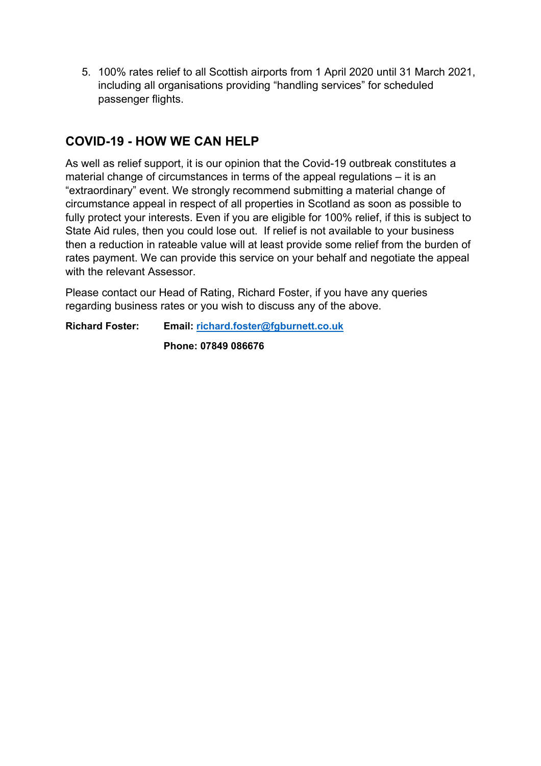5. 100% rates relief to all Scottish airports from 1 April 2020 until 31 March 2021, including all organisations providing "handling services" for scheduled passenger flights.

## COVID-19 - HOW WE CAN HELP

As well as relief support, it is our opinion that the Covid-19 outbreak constitutes a material change of circumstances in terms of the appeal regulations – it is an "extraordinary" event. We strongly recommend submitting a material change of circumstance appeal in respect of all properties in Scotland as soon as possible to fully protect your interests. Even if you are eligible for 100% relief, if this is subject to State Aid rules, then you could lose out. If relief is not available to your business then a reduction in rateable value will at least provide some relief from the burden of rates payment. We can provide this service on your behalf and negotiate the appeal with the relevant Assessor.

Please contact our Head of Rating, Richard Foster, if you have any queries regarding business rates or you wish to discuss any of the above.

**Richard Foster:** **Email: richard.foster@fgburnett.co.uk**

**Phone: 07849 086676**